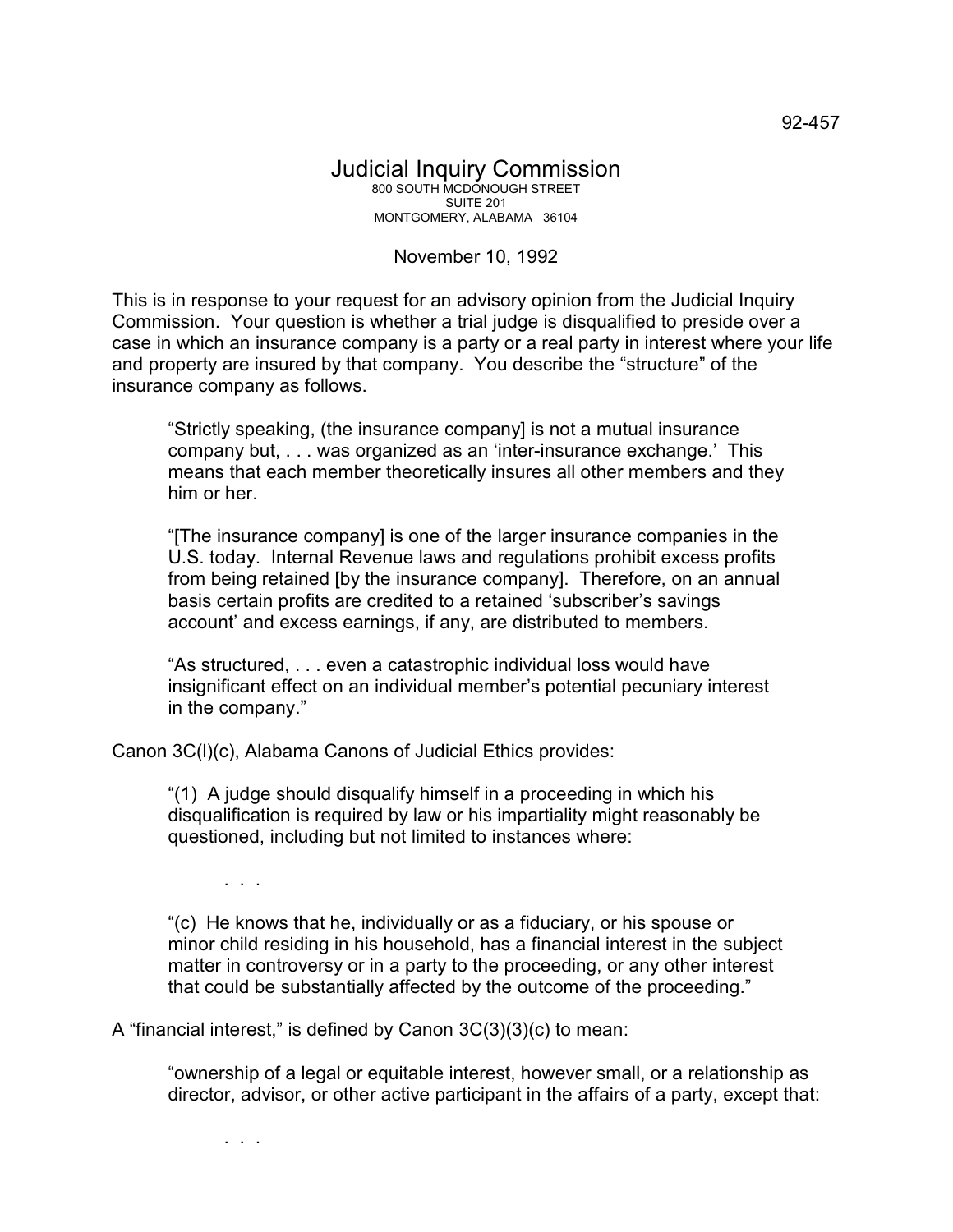92-457

# Judicial Inquiry Commission

800 SOUTH MCDONOUGH STREET
SUITE 201
MONTGOMERY, ALABAMA 36104

November 10, 1992

This is in response to your request for an advisory opinion from the Judicial Inquiry Commission. Your question is whether a trial judge is disqualified to preside over a case in which an insurance company is a party or a real party in interest where your life and property are insured by that company. You describe the "structure" of the insurance company as follows.

> "Strictly speaking, (the insurance company] is not a mutual insurance company but, . . . was organized as an 'inter-insurance exchange.' This means that each member theoretically insures all other members and they him or her.
>
> "[The insurance company] is one of the larger insurance companies in the U.S. today. Internal Revenue laws and regulations prohibit excess profits from being retained [by the insurance company]. Therefore, on an annual basis certain profits are credited to a retained 'subscriber's savings account' and excess earnings, if any, are distributed to members.
>
> "As structured, . . . even a catastrophic individual loss would have insignificant effect on an individual member's potential pecuniary interest in the company."

Canon 3C(l)(c), Alabama Canons of Judicial Ethics provides:

> "(1) A judge should disqualify himself in a proceeding in which his disqualification is required by law or his impartiality might reasonably be questioned, including but not limited to instances where:
>
> . . .
>
> "(c) He knows that he, individually or as a fiduciary, or his spouse or minor child residing in his household, has a financial interest in the subject matter in controversy or in a party to the proceeding, or any other interest that could be substantially affected by the outcome of the proceeding."

A "financial interest," is defined by Canon 3C(3)(3)(c) to mean:

> "ownership of a legal or equitable interest, however small, or a relationship as director, advisor, or other active participant in the affairs of a party, except that:
>
> . . .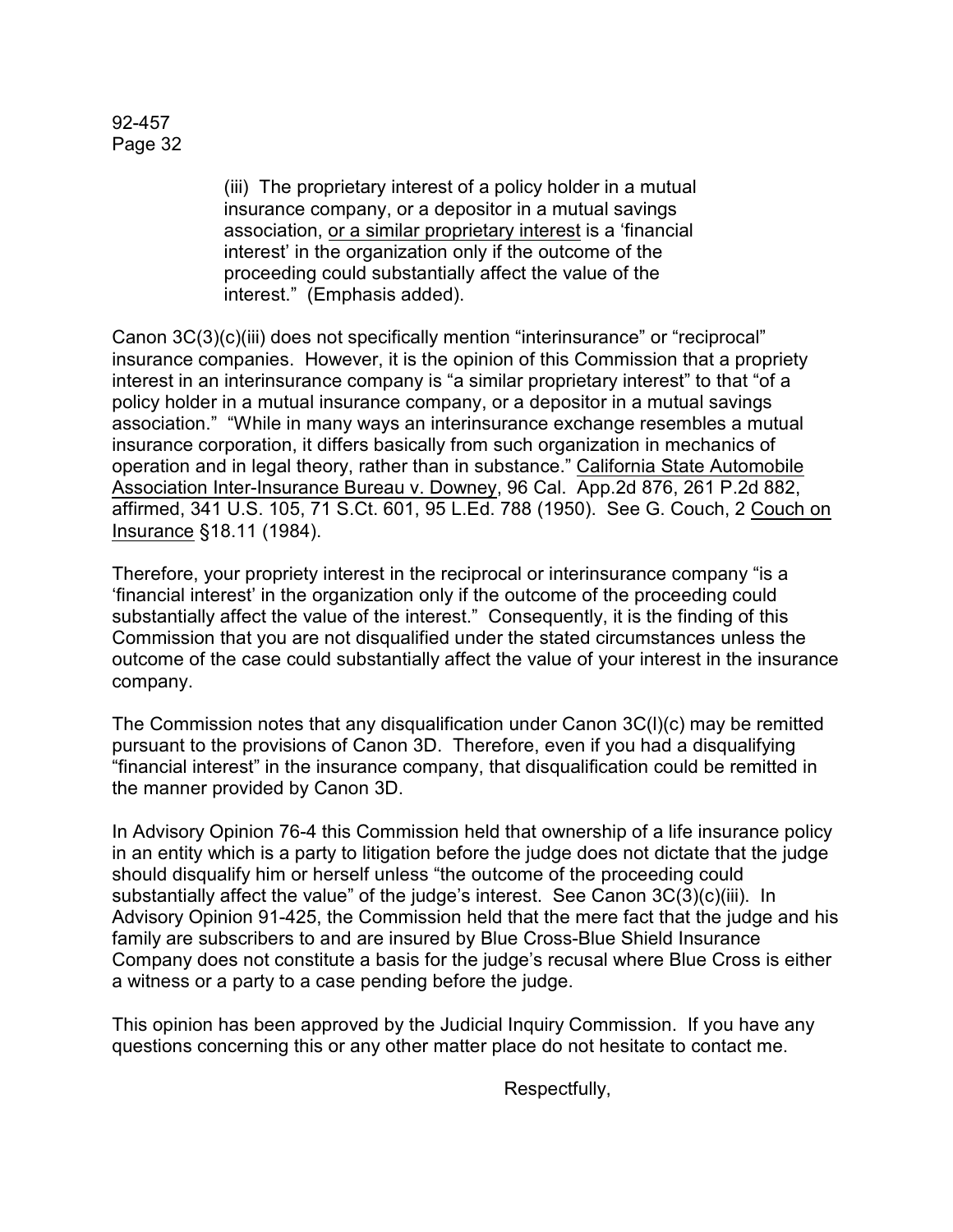(iii) The proprietary interest of a policy holder in a mutual insurance company, or a depositor in a mutual savings association, <u>or a similar proprietary interest</u> is a 'financial interest' in the organization only if the outcome of the proceeding could substantially affect the value of the interest." (Emphasis added).

Canon 3C(3)(c)(iii) does not specifically mention "interinsurance" or "reciprocal" insurance companies. However, it is the opinion of this Commission that a propriety interest in an interinsurance company is "a similar proprietary interest" to that "of a policy holder in a mutual insurance company, or a depositor in a mutual savings association." "While in many ways an interinsurance exchange resembles a mutual insurance corporation, it differs basically from such organization in mechanics of operation and in legal theory, rather than in substance." <u>California State Automobile Association Inter-Insurance Bureau v. Downey</u>, 96 Cal. App.2d 876, 261 P.2d 882, affirmed, 341 U.S. 105, 71 S.Ct. 601, 95 L.Ed. 788 (1950). See G. Couch, 2 <u>Couch on Insurance</u> §18.11 (1984).

Therefore, your propriety interest in the reciprocal or interinsurance company "is a 'financial interest' in the organization only if the outcome of the proceeding could substantially affect the value of the interest." Consequently, it is the finding of this Commission that you are not disqualified under the stated circumstances unless the outcome of the case could substantially affect the value of your interest in the insurance company.

The Commission notes that any disqualification under Canon 3C(l)(c) may be remitted pursuant to the provisions of Canon 3D. Therefore, even if you had a disqualifying "financial interest" in the insurance company, that disqualification could be remitted in the manner provided by Canon 3D.

In Advisory Opinion 76-4 this Commission held that ownership of a life insurance policy in an entity which is a party to litigation before the judge does not dictate that the judge should disqualify him or herself unless "the outcome of the proceeding could substantially affect the value" of the judge's interest. See Canon 3C(3)(c)(iii). In Advisory Opinion 91-425, the Commission held that the mere fact that the judge and his family are subscribers to and are insured by Blue Cross-Blue Shield Insurance Company does not constitute a basis for the judge's recusal where Blue Cross is either a witness or a party to a case pending before the judge.

This opinion has been approved by the Judicial Inquiry Commission. If you have any questions concerning this or any other matter place do not hesitate to contact me.

Respectfully,